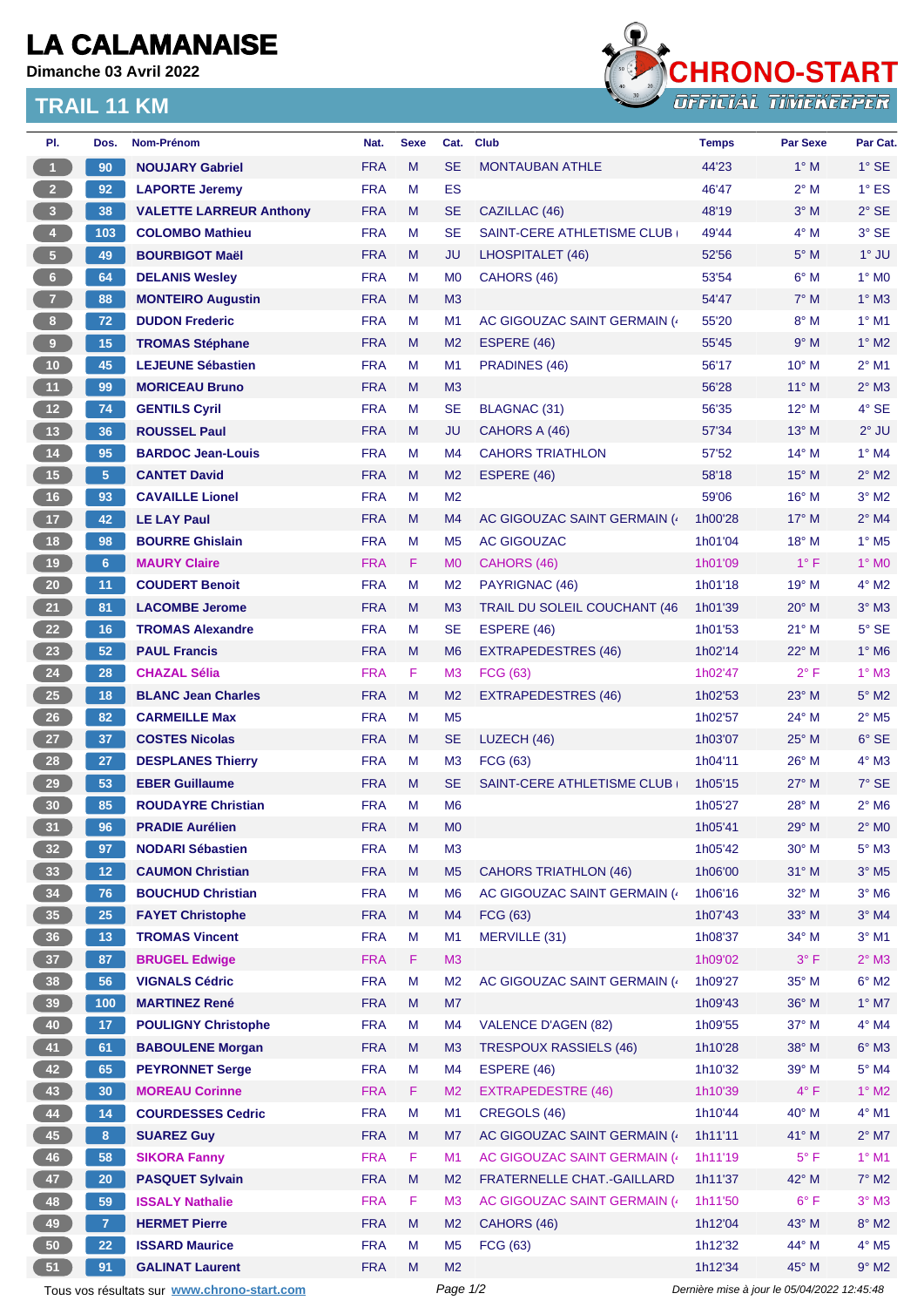# LA CALAMANAISE

Dimanche 03 Avril 2022

## TRAIL 11 KM

CHRONO-START
OFFICIAL TIMEKEEPER

| Pl. | Dos. | Nom-Prénom | Nat. | Sexe | Cat. | Club | Temps | Par Sexe | Par Cat. |
|---|---|---|---|---|---|---|---|---|---|
| 1 | 90 | NOUJARY Gabriel | FRA | M | SE | MONTAUBAN ATHLE | 44'23 | 1° M | 1° SE |
| 2 | 92 | LAPORTE Jeremy | FRA | M | ES | | 46'47 | 2° M | 1° ES |
| 3 | 38 | VALETTE LARREUR Anthony | FRA | M | SE | CAZILLAC (46) | 48'19 | 3° M | 2° SE |
| 4 | 103 | COLOMBO Mathieu | FRA | M | SE | SAINT-CERE ATHLETISME CLUB ( | 49'44 | 4° M | 3° SE |
| 5 | 49 | BOURBIGOT Maël | FRA | M | JU | LHOSPITALET (46) | 52'56 | 5° M | 1° JU |
| 6 | 64 | DELANIS Wesley | FRA | M | M0 | CAHORS (46) | 53'54 | 6° M | 1° M0 |
| 7 | 88 | MONTEIRO Augustin | FRA | M | M3 | | 54'47 | 7° M | 1° M3 |
| 8 | 72 | DUDON Frederic | FRA | M | M1 | AC GIGOUZAC SAINT GERMAIN (4 | 55'20 | 8° M | 1° M1 |
| 9 | 15 | TROMAS Stéphane | FRA | M | M2 | ESPERE (46) | 55'45 | 9° M | 1° M2 |
| 10 | 45 | LEJEUNE Sébastien | FRA | M | M1 | PRADINES (46) | 56'17 | 10° M | 2° M1 |
| 11 | 99 | MORICEAU Bruno | FRA | M | M3 | | 56'28 | 11° M | 2° M3 |
| 12 | 74 | GENTILS Cyril | FRA | M | SE | BLAGNAC (31) | 56'35 | 12° M | 4° SE |
| 13 | 36 | ROUSSEL Paul | FRA | M | JU | CAHORS A (46) | 57'34 | 13° M | 2° JU |
| 14 | 95 | BARDOC Jean-Louis | FRA | M | M4 | CAHORS TRIATHLON | 57'52 | 14° M | 1° M4 |
| 15 | 5 | CANTET David | FRA | M | M2 | ESPERE (46) | 58'18 | 15° M | 2° M2 |
| 16 | 93 | CAVAILLE Lionel | FRA | M | M2 | | 59'06 | 16° M | 3° M2 |
| 17 | 42 | LE LAY Paul | FRA | M | M4 | AC GIGOUZAC SAINT GERMAIN (4 | 1h00'28 | 17° M | 2° M4 |
| 18 | 98 | BOURRE Ghislain | FRA | M | M5 | AC GIGOUZAC | 1h01'04 | 18° M | 1° M5 |
| 19 | 6 | MAURY Claire | FRA | F | M0 | CAHORS (46) | 1h01'09 | 1° F | 1° M0 |
| 20 | 11 | COUDERT Benoit | FRA | M | M2 | PAYRIGNAC (46) | 1h01'18 | 19° M | 4° M2 |
| 21 | 81 | LACOMBE Jerome | FRA | M | M3 | TRAIL DU SOLEIL COUCHANT (46 | 1h01'39 | 20° M | 3° M3 |
| 22 | 16 | TROMAS Alexandre | FRA | M | SE | ESPERE (46) | 1h01'53 | 21° M | 5° SE |
| 23 | 52 | PAUL Francis | FRA | M | M6 | EXTRAPEDESTRES (46) | 1h02'14 | 22° M | 1° M6 |
| 24 | 28 | CHAZAL Sélia | FRA | F | M3 | FCG (63) | 1h02'47 | 2° F | 1° M3 |
| 25 | 18 | BLANC Jean Charles | FRA | M | M2 | EXTRAPEDESTRES (46) | 1h02'53 | 23° M | 5° M2 |
| 26 | 82 | CARMEILLE Max | FRA | M | M5 | | 1h02'57 | 24° M | 2° M5 |
| 27 | 37 | COSTES Nicolas | FRA | M | SE | LUZECH (46) | 1h03'07 | 25° M | 6° SE |
| 28 | 27 | DESPLANES Thierry | FRA | M | M3 | FCG (63) | 1h04'11 | 26° M | 4° M3 |
| 29 | 53 | EBER Guillaume | FRA | M | SE | SAINT-CERE ATHLETISME CLUB ( | 1h05'15 | 27° M | 7° SE |
| 30 | 85 | ROUDAYRE Christian | FRA | M | M6 | | 1h05'27 | 28° M | 2° M6 |
| 31 | 96 | PRADIE Aurélien | FRA | M | M0 | | 1h05'41 | 29° M | 2° M0 |
| 32 | 97 | NODARI Sébastien | FRA | M | M3 | | 1h05'42 | 30° M | 5° M3 |
| 33 | 12 | CAUMON Christian | FRA | M | M5 | CAHORS TRIATHLON (46) | 1h06'00 | 31° M | 3° M5 |
| 34 | 76 | BOUCHUD Christian | FRA | M | M6 | AC GIGOUZAC SAINT GERMAIN (4 | 1h06'16 | 32° M | 3° M6 |
| 35 | 25 | FAYET Christophe | FRA | M | M4 | FCG (63) | 1h07'43 | 33° M | 3° M4 |
| 36 | 13 | TROMAS Vincent | FRA | M | M1 | MERVILLE (31) | 1h08'37 | 34° M | 3° M1 |
| 37 | 87 | BRUGEL Edwige | FRA | F | M3 | | 1h09'02 | 3° F | 2° M3 |
| 38 | 56 | VIGNALS Cédric | FRA | M | M2 | AC GIGOUZAC SAINT GERMAIN (4 | 1h09'27 | 35° M | 6° M2 |
| 39 | 100 | MARTINEZ René | FRA | M | M7 | | 1h09'43 | 36° M | 1° M7 |
| 40 | 17 | POULIGNY Christophe | FRA | M | M4 | VALENCE D'AGEN (82) | 1h09'55 | 37° M | 4° M4 |
| 41 | 61 | BABOULENE Morgan | FRA | M | M3 | TRESPOUX RASSIELS (46) | 1h10'28 | 38° M | 6° M3 |
| 42 | 65 | PEYRONNET Serge | FRA | M | M4 | ESPERE (46) | 1h10'32 | 39° M | 5° M4 |
| 43 | 30 | MOREAU Corinne | FRA | F | M2 | EXTRAPEDESTRE (46) | 1h10'39 | 4° F | 1° M2 |
| 44 | 14 | COURDESSES Cedric | FRA | M | M1 | CREGOLS (46) | 1h10'44 | 40° M | 4° M1 |
| 45 | 8 | SUAREZ Guy | FRA | M | M7 | AC GIGOUZAC SAINT GERMAIN (4 | 1h11'11 | 41° M | 2° M7 |
| 46 | 58 | SIKORA Fanny | FRA | F | M1 | AC GIGOUZAC SAINT GERMAIN (4 | 1h11'19 | 5° F | 1° M1 |
| 47 | 20 | PASQUET Sylvain | FRA | M | M2 | FRATERNELLE CHAT.-GAILLARD | 1h11'37 | 42° M | 7° M2 |
| 48 | 59 | ISSALY Nathalie | FRA | F | M3 | AC GIGOUZAC SAINT GERMAIN (4 | 1h11'50 | 6° F | 3° M3 |
| 49 | 7 | HERMET Pierre | FRA | M | M2 | CAHORS (46) | 1h12'04 | 43° M | 8° M2 |
| 50 | 22 | ISSARD Maurice | FRA | M | M5 | FCG (63) | 1h12'32 | 44° M | 4° M5 |
| 51 | 91 | GALINAT Laurent | FRA | M | M2 | | 1h12'34 | 45° M | 9° M2 |

Tous vos résultats sur www.chrono-start.com

Dernière mise à jour le 05/04/2022 12:45:48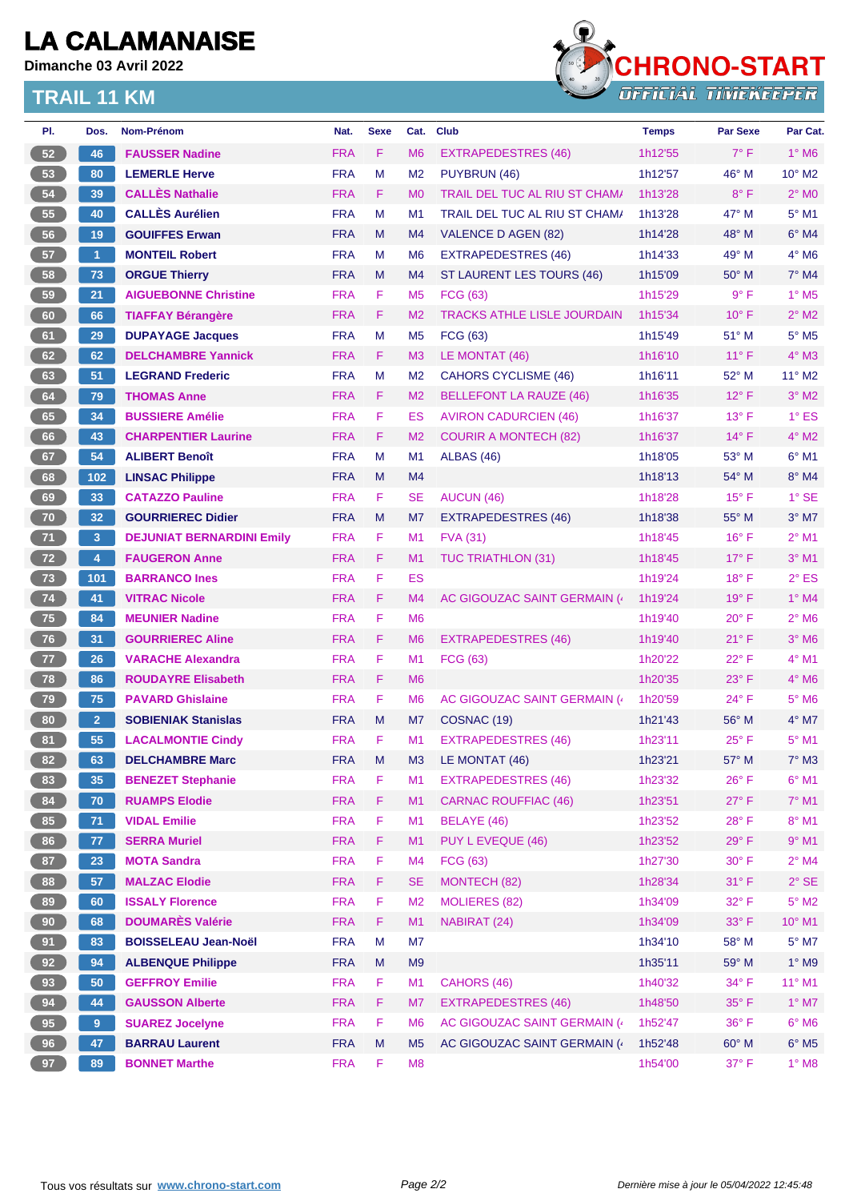# LA CALAMANAISE

Dimanche 03 Avril 2022

## TRAIL 11 KM

| Pl. | Dos. | Nom-Prénom | Nat. | Sexe | Cat. | Club | Temps | Par Sexe | Par Cat. |
|---|---|---|---|---|---|---|---|---|---|
| 52 | 46 | FAUSSER Nadine | FRA | F | M6 | EXTRAPEDESTRES (46) | 1h12'55 | 7° F | 1° M6 |
| 53 | 80 | LEMERLE Herve | FRA | M | M2 | PUYBRUN (46) | 1h12'57 | 46° M | 10° M2 |
| 54 | 39 | CALLÈS Nathalie | FRA | F | M0 | TRAIL DEL TUC AL RIU ST CHAM/ | 1h13'28 | 8° F | 2° M0 |
| 55 | 40 | CALLÈS Aurélien | FRA | M | M1 | TRAIL DEL TUC AL RIU ST CHAM/ | 1h13'28 | 47° M | 5° M1 |
| 56 | 19 | GOUIFFES Erwan | FRA | M | M4 | VALENCE D AGEN (82) | 1h14'28 | 48° M | 6° M4 |
| 57 | 1 | MONTEIL Robert | FRA | M | M6 | EXTRAPEDESTRES (46) | 1h14'33 | 49° M | 4° M6 |
| 58 | 73 | ORGUE Thierry | FRA | M | M4 | ST LAURENT LES TOURS (46) | 1h15'09 | 50° M | 7° M4 |
| 59 | 21 | AIGUEBONNE Christine | FRA | F | M5 | FCG (63) | 1h15'29 | 9° F | 1° M5 |
| 60 | 66 | TIAFFAY Bérangère | FRA | F | M2 | TRACKS ATHLE LISLE JOURDAIN | 1h15'34 | 10° F | 2° M2 |
| 61 | 29 | DUPAYAGE Jacques | FRA | M | M5 | FCG (63) | 1h15'49 | 51° M | 5° M5 |
| 62 | 62 | DELCHAMBRE Yannick | FRA | F | M3 | LE MONTAT (46) | 1h16'10 | 11° F | 4° M3 |
| 63 | 51 | LEGRAND Frederic | FRA | M | M2 | CAHORS CYCLISME (46) | 1h16'11 | 52° M | 11° M2 |
| 64 | 79 | THOMAS Anne | FRA | F | M2 | BELLEFONT LA RAUZE (46) | 1h16'35 | 12° F | 3° M2 |
| 65 | 34 | BUSSIERE Amélie | FRA | F | ES | AVIRON CADURCIEN (46) | 1h16'37 | 13° F | 1° ES |
| 66 | 43 | CHARPENTIER Laurine | FRA | F | M2 | COURIR A MONTECH (82) | 1h16'37 | 14° F | 4° M2 |
| 67 | 54 | ALIBERT Benoît | FRA | M | M1 | ALBAS (46) | 1h18'05 | 53° M | 6° M1 |
| 68 | 102 | LINSAC Philippe | FRA | M | M4 | | 1h18'13 | 54° M | 8° M4 |
| 69 | 33 | CATAZZO Pauline | FRA | F | SE | AUCUN (46) | 1h18'28 | 15° F | 1° SE |
| 70 | 32 | GOURRIEREC Didier | FRA | M | M7 | EXTRAPEDESTRES (46) | 1h18'38 | 55° M | 3° M7 |
| 71 | 3 | DEJUNIAT BERNARDINI Emily | FRA | F | M1 | FVA (31) | 1h18'45 | 16° F | 2° M1 |
| 72 | 4 | FAUGERON Anne | FRA | F | M1 | TUC TRIATHLON (31) | 1h18'45 | 17° F | 3° M1 |
| 73 | 101 | BARRANCO Ines | FRA | F | ES | | 1h19'24 | 18° F | 2° ES |
| 74 | 41 | VITRAC Nicole | FRA | F | M4 | AC GIGOUZAC SAINT GERMAIN (4 | 1h19'24 | 19° F | 1° M4 |
| 75 | 84 | MEUNIER Nadine | FRA | F | M6 | | 1h19'40 | 20° F | 2° M6 |
| 76 | 31 | GOURRIEREC Aline | FRA | F | M6 | EXTRAPEDESTRES (46) | 1h19'40 | 21° F | 3° M6 |
| 77 | 26 | VARACHE Alexandra | FRA | F | M1 | FCG (63) | 1h20'22 | 22° F | 4° M1 |
| 78 | 86 | ROUDAYRE Elisabeth | FRA | F | M6 | | 1h20'35 | 23° F | 4° M6 |
| 79 | 75 | PAVARD Ghislaine | FRA | F | M6 | AC GIGOUZAC SAINT GERMAIN (4 | 1h20'59 | 24° F | 5° M6 |
| 80 | 2 | SOBIENIAK Stanislas | FRA | M | M7 | COSNAC (19) | 1h21'43 | 56° M | 4° M7 |
| 81 | 55 | LACALMONTIE Cindy | FRA | F | M1 | EXTRAPEDESTRES (46) | 1h23'11 | 25° F | 5° M1 |
| 82 | 63 | DELCHAMBRE Marc | FRA | M | M3 | LE MONTAT (46) | 1h23'21 | 57° M | 7° M3 |
| 83 | 35 | BENEZET Stephanie | FRA | F | M1 | EXTRAPEDESTRES (46) | 1h23'32 | 26° F | 6° M1 |
| 84 | 70 | RUAMPS Elodie | FRA | F | M1 | CARNAC ROUFFIAC (46) | 1h23'51 | 27° F | 7° M1 |
| 85 | 71 | VIDAL Emilie | FRA | F | M1 | BELAYE (46) | 1h23'52 | 28° F | 8° M1 |
| 86 | 77 | SERRA Muriel | FRA | F | M1 | PUY L EVEQUE (46) | 1h23'52 | 29° F | 9° M1 |
| 87 | 23 | MOTA Sandra | FRA | F | M4 | FCG (63) | 1h27'30 | 30° F | 2° M4 |
| 88 | 57 | MALZAC Elodie | FRA | F | SE | MONTECH (82) | 1h28'34 | 31° F | 2° SE |
| 89 | 60 | ISSALY Florence | FRA | F | M2 | MOLIERES (82) | 1h34'09 | 32° F | 5° M2 |
| 90 | 68 | DOUMARÈS Valérie | FRA | F | M1 | NABIRAT (24) | 1h34'09 | 33° F | 10° M1 |
| 91 | 83 | BOISSELEAU Jean-Noël | FRA | M | M7 | | 1h34'10 | 58° M | 5° M7 |
| 92 | 94 | ALBENQUE Philippe | FRA | M | M9 | | 1h35'11 | 59° M | 1° M9 |
| 93 | 50 | GEFFROY Emilie | FRA | F | M1 | CAHORS (46) | 1h40'32 | 34° F | 11° M1 |
| 94 | 44 | GAUSSON Alberte | FRA | F | M7 | EXTRAPEDESTRES (46) | 1h48'50 | 35° F | 1° M7 |
| 95 | 9 | SUAREZ Jocelyne | FRA | F | M6 | AC GIGOUZAC SAINT GERMAIN (4 | 1h52'47 | 36° F | 6° M6 |
| 96 | 47 | BARRAU Laurent | FRA | M | M5 | AC GIGOUZAC SAINT GERMAIN (4 | 1h52'48 | 60° M | 6° M5 |
| 97 | 89 | BONNET Marthe | FRA | F | M8 | | 1h54'00 | 37° F | 1° M8 |

Tous vos résultats sur www.chrono-start.com

*Dernière mise à jour le 05/04/2022 12:45:48*